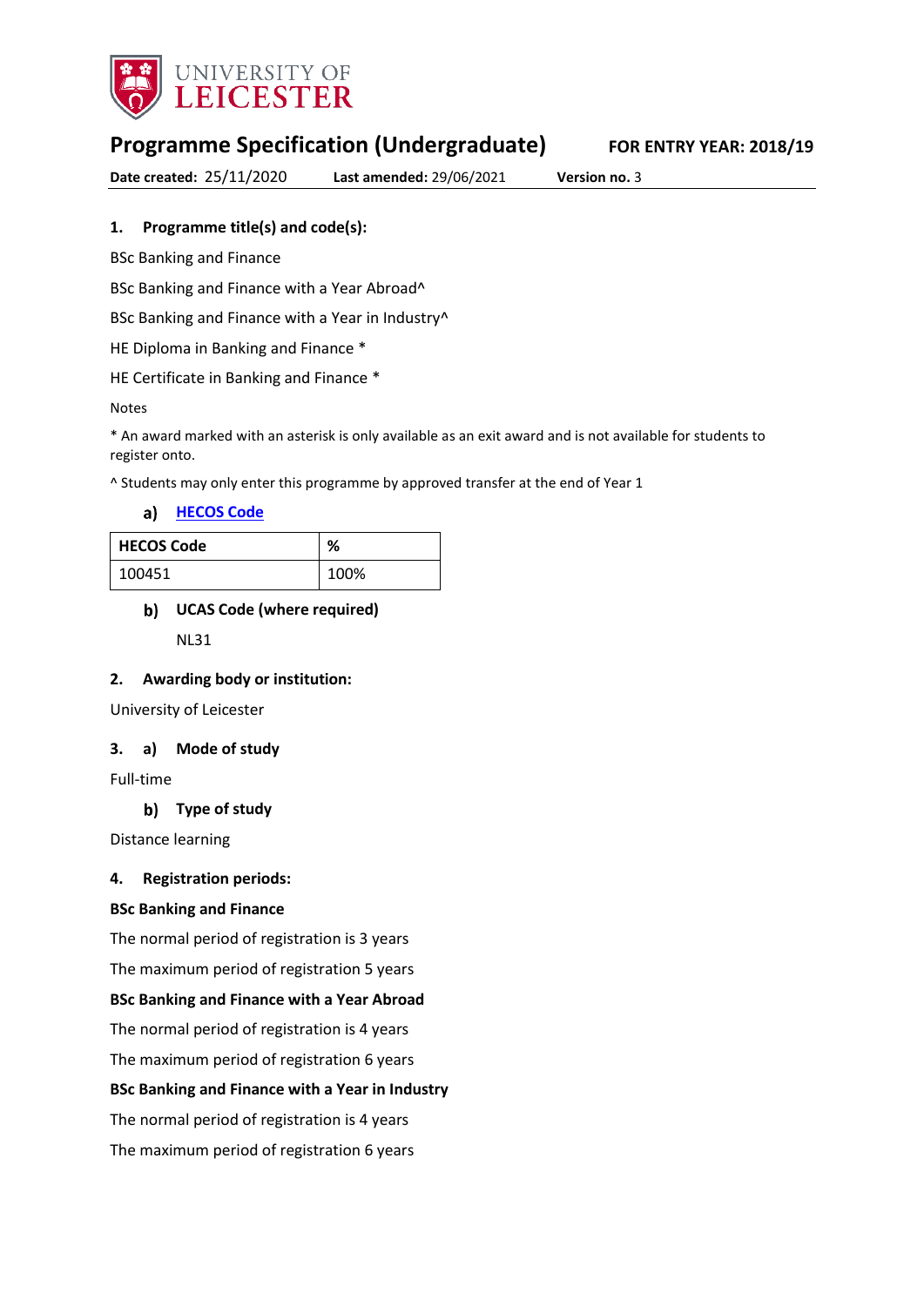UNIVERSITY OF LEICESTER

# Programme Specification (Undergraduate)

**FOR ENTRY YEAR: 2018/19**

**Date created:** 25/11/2020 **Last amended:** 29/06/2021 **Version no.** 3

## 1. Programme title(s) and code(s):

BSc Banking and Finance

BSc Banking and Finance with a Year Abroad^

BSc Banking and Finance with a Year in Industry^

HE Diploma in Banking and Finance *

HE Certificate in Banking and Finance *

Notes

* An award marked with an asterisk is only available as an exit award and is not available for students to register onto.

^ Students may only enter this programme by approved transfer at the end of Year 1

### a) HECOS Code

| HECOS Code | % |
|---|---|
| 100451 | 100% |

### b) UCAS Code (where required)

NL31

## 2. Awarding body or institution:

University of Leicester

## 3. a) Mode of study

Full-time

### b) Type of study

Distance learning

## 4. Registration periods:

**BSc Banking and Finance**

The normal period of registration is 3 years

The maximum period of registration 5 years

**BSc Banking and Finance with a Year Abroad**

The normal period of registration is 4 years

The maximum period of registration 6 years

**BSc Banking and Finance with a Year in Industry**

The normal period of registration is 4 years

The maximum period of registration 6 years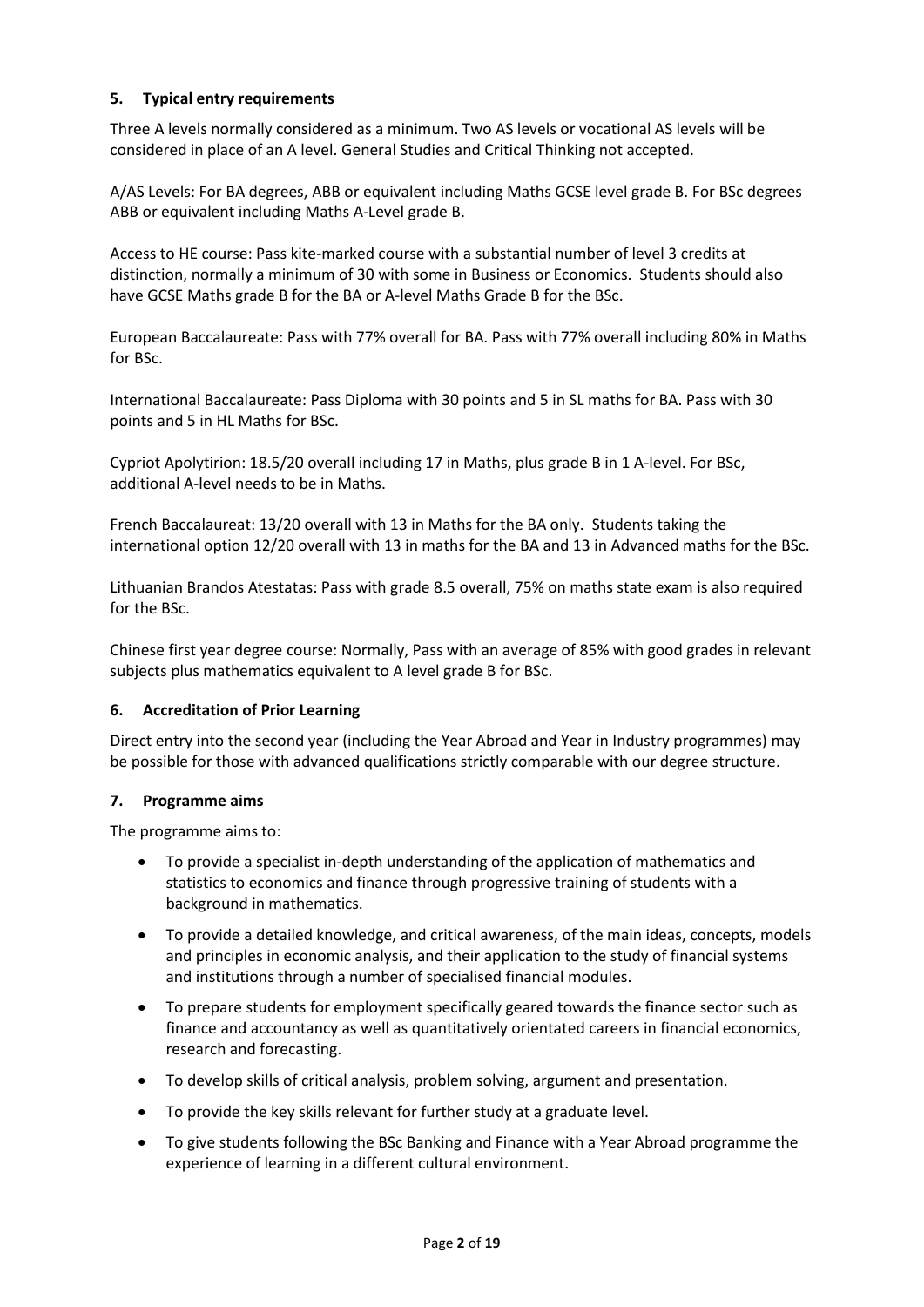### 5. Typical entry requirements

Three A levels normally considered as a minimum. Two AS levels or vocational AS levels will be considered in place of an A level. General Studies and Critical Thinking not accepted.

A/AS Levels: For BA degrees, ABB or equivalent including Maths GCSE level grade B. For BSc degrees ABB or equivalent including Maths A-Level grade B.

Access to HE course: Pass kite-marked course with a substantial number of level 3 credits at distinction, normally a minimum of 30 with some in Business or Economics. Students should also have GCSE Maths grade B for the BA or A-level Maths Grade B for the BSc.

European Baccalaureate: Pass with 77% overall for BA. Pass with 77% overall including 80% in Maths for BSc.

International Baccalaureate: Pass Diploma with 30 points and 5 in SL maths for BA. Pass with 30 points and 5 in HL Maths for BSc.

Cypriot Apolytirion: 18.5/20 overall including 17 in Maths, plus grade B in 1 A-level. For BSc, additional A-level needs to be in Maths.

French Baccalaureat: 13/20 overall with 13 in Maths for the BA only. Students taking the international option 12/20 overall with 13 in maths for the BA and 13 in Advanced maths for the BSc.

Lithuanian Brandos Atestatas: Pass with grade 8.5 overall, 75% on maths state exam is also required for the BSc.

Chinese first year degree course: Normally, Pass with an average of 85% with good grades in relevant subjects plus mathematics equivalent to A level grade B for BSc.

### 6. Accreditation of Prior Learning

Direct entry into the second year (including the Year Abroad and Year in Industry programmes) may be possible for those with advanced qualifications strictly comparable with our degree structure.

### 7. Programme aims

The programme aims to:

- To provide a specialist in-depth understanding of the application of mathematics and statistics to economics and finance through progressive training of students with a background in mathematics.
- To provide a detailed knowledge, and critical awareness, of the main ideas, concepts, models and principles in economic analysis, and their application to the study of financial systems and institutions through a number of specialised financial modules.
- To prepare students for employment specifically geared towards the finance sector such as finance and accountancy as well as quantitatively orientated careers in financial economics, research and forecasting.
- To develop skills of critical analysis, problem solving, argument and presentation.
- To provide the key skills relevant for further study at a graduate level.
- To give students following the BSc Banking and Finance with a Year Abroad programme the experience of learning in a different cultural environment.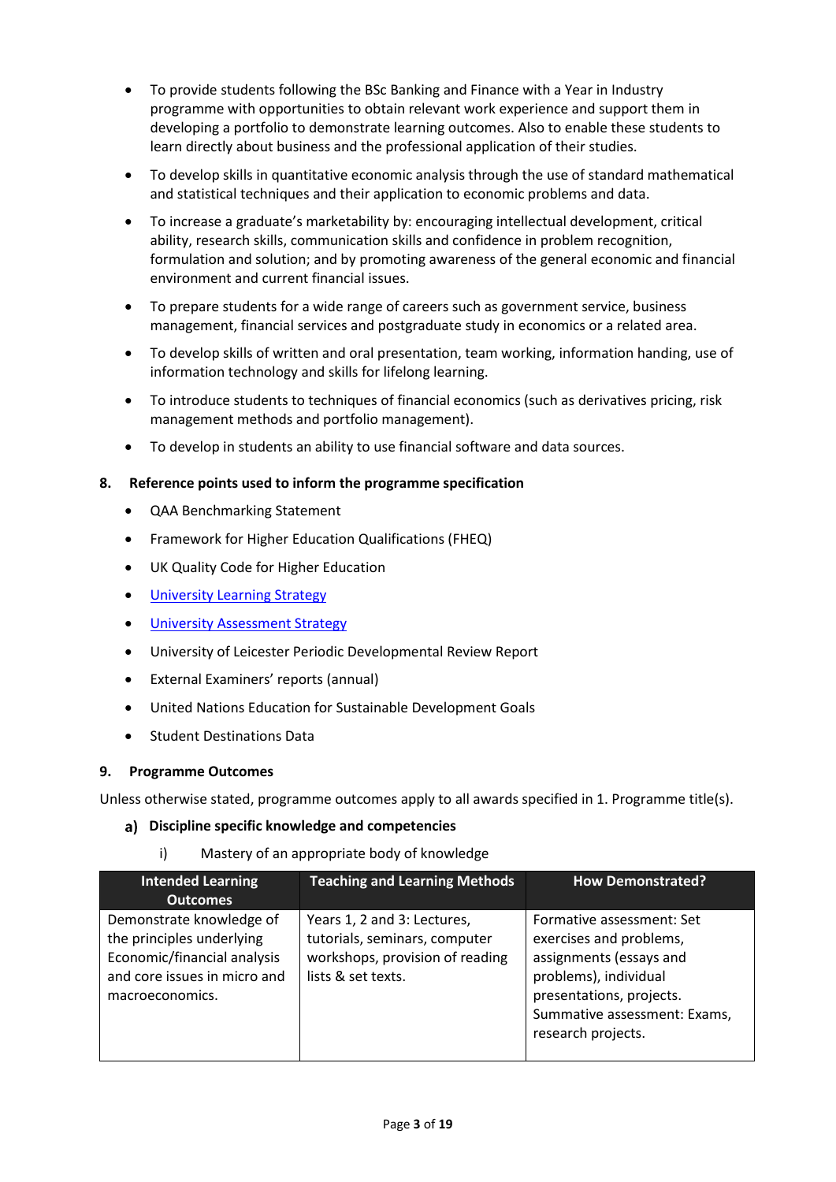- To provide students following the BSc Banking and Finance with a Year in Industry programme with opportunities to obtain relevant work experience and support them in developing a portfolio to demonstrate learning outcomes. Also to enable these students to learn directly about business and the professional application of their studies.
- To develop skills in quantitative economic analysis through the use of standard mathematical and statistical techniques and their application to economic problems and data.
- To increase a graduate's marketability by: encouraging intellectual development, critical ability, research skills, communication skills and confidence in problem recognition, formulation and solution; and by promoting awareness of the general economic and financial environment and current financial issues.
- To prepare students for a wide range of careers such as government service, business management, financial services and postgraduate study in economics or a related area.
- To develop skills of written and oral presentation, team working, information handing, use of information technology and skills for lifelong learning.
- To introduce students to techniques of financial economics (such as derivatives pricing, risk management methods and portfolio management).
- To develop in students an ability to use financial software and data sources.

## 8. Reference points used to inform the programme specification

- QAA Benchmarking Statement
- Framework for Higher Education Qualifications (FHEQ)
- UK Quality Code for Higher Education
- University Learning Strategy
- University Assessment Strategy
- University of Leicester Periodic Developmental Review Report
- External Examiners' reports (annual)
- United Nations Education for Sustainable Development Goals
- Student Destinations Data

## 9. Programme Outcomes

Unless otherwise stated, programme outcomes apply to all awards specified in 1. Programme title(s).

### a) Discipline specific knowledge and competencies

i) Mastery of an appropriate body of knowledge

| Intended Learning Outcomes | Teaching and Learning Methods | How Demonstrated? |
|---|---|---|
| Demonstrate knowledge of the principles underlying Economic/financial analysis and core issues in micro and macroeconomics. | Years 1, 2 and 3: Lectures, tutorials, seminars, computer workshops, provision of reading lists & set texts. | Formative assessment: Set exercises and problems, assignments (essays and problems), individual presentations, projects. Summative assessment: Exams, research projects. |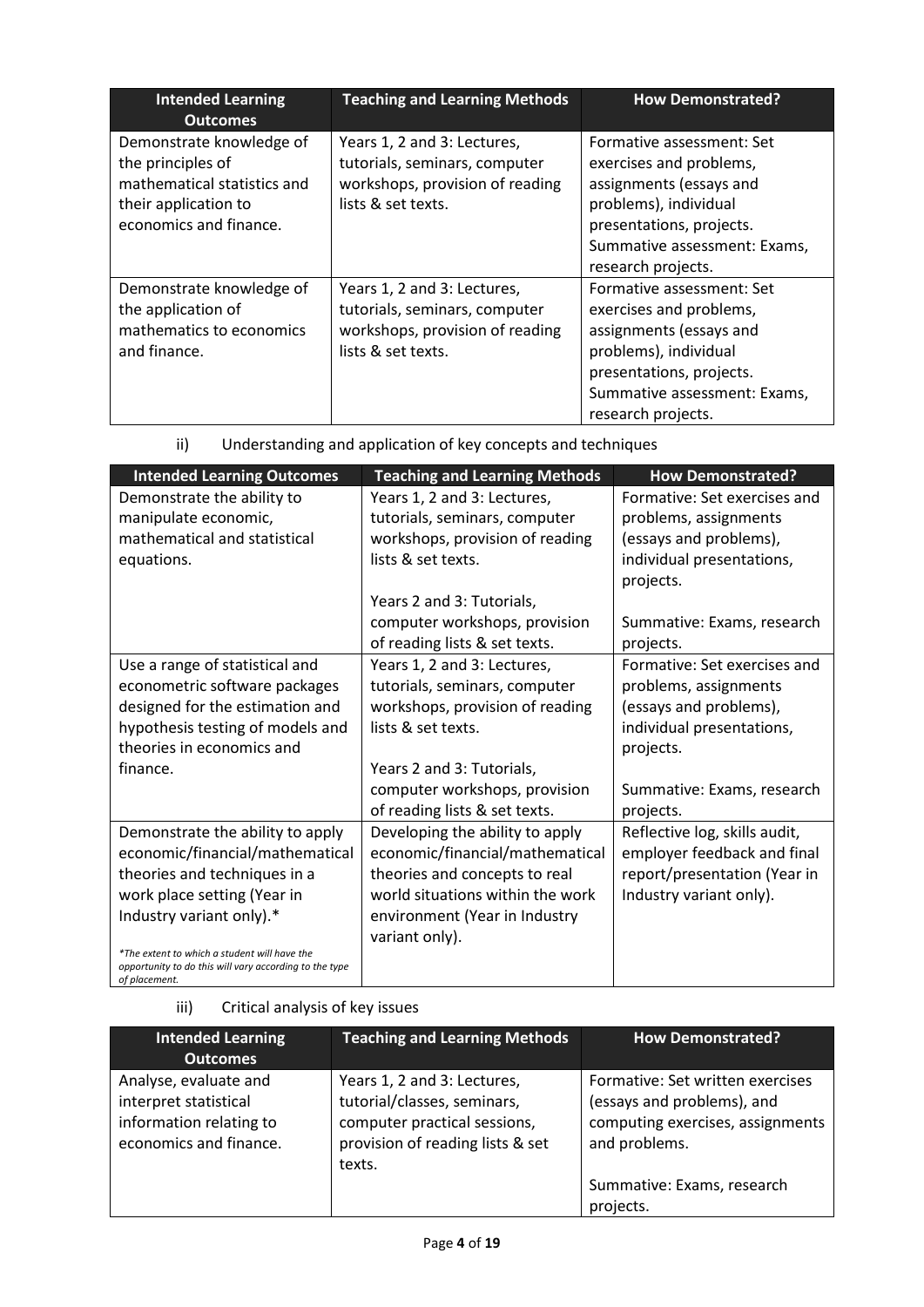| Intended Learning Outcomes | Teaching and Learning Methods | How Demonstrated? |
| --- | --- | --- |
| Demonstrate knowledge of the principles of mathematical statistics and their application to economics and finance. | Years 1, 2 and 3: Lectures, tutorials, seminars, computer workshops, provision of reading lists & set texts. | Formative assessment: Set exercises and problems, assignments (essays and problems), individual presentations, projects. Summative assessment: Exams, research projects. |
| Demonstrate knowledge of the application of mathematics to economics and finance. | Years 1, 2 and 3: Lectures, tutorials, seminars, computer workshops, provision of reading lists & set texts. | Formative assessment: Set exercises and problems, assignments (essays and problems), individual presentations, projects. Summative assessment: Exams, research projects. |

ii) Understanding and application of key concepts and techniques

| Intended Learning Outcomes | Teaching and Learning Methods | How Demonstrated? |
| --- | --- | --- |
| Demonstrate the ability to manipulate economic, mathematical and statistical equations. | Years 1, 2 and 3: Lectures, tutorials, seminars, computer workshops, provision of reading lists & set texts.<br><br>Years 2 and 3: Tutorials, computer workshops, provision of reading lists & set texts. | Formative: Set exercises and problems, assignments (essays and problems), individual presentations, projects.<br><br>Summative: Exams, research projects. |
| Use a range of statistical and econometric software packages designed for the estimation and hypothesis testing of models and theories in economics and finance. | Years 1, 2 and 3: Lectures, tutorials, seminars, computer workshops, provision of reading lists & set texts.<br><br>Years 2 and 3: Tutorials, computer workshops, provision of reading lists & set texts. | Formative: Set exercises and problems, assignments (essays and problems), individual presentations, projects.<br><br>Summative: Exams, research projects. |
| Demonstrate the ability to apply economic/financial/mathematical theories and techniques in a work place setting (Year in Industry variant only).*<br><br>*\*The extent to which a student will have the opportunity to do this will vary according to the type of placement.* | Developing the ability to apply economic/financial/mathematical theories and concepts to real world situations within the work environment (Year in Industry variant only). | Reflective log, skills audit, employer feedback and final report/presentation (Year in Industry variant only). |

iii) Critical analysis of key issues

| Intended Learning Outcomes | Teaching and Learning Methods | How Demonstrated? |
| --- | --- | --- |
| Analyse, evaluate and interpret statistical information relating to economics and finance. | Years 1, 2 and 3: Lectures, tutorial/classes, seminars, computer practical sessions, provision of reading lists & set texts. | Formative: Set written exercises (essays and problems), and computing exercises, assignments and problems.<br><br>Summative: Exams, research projects. |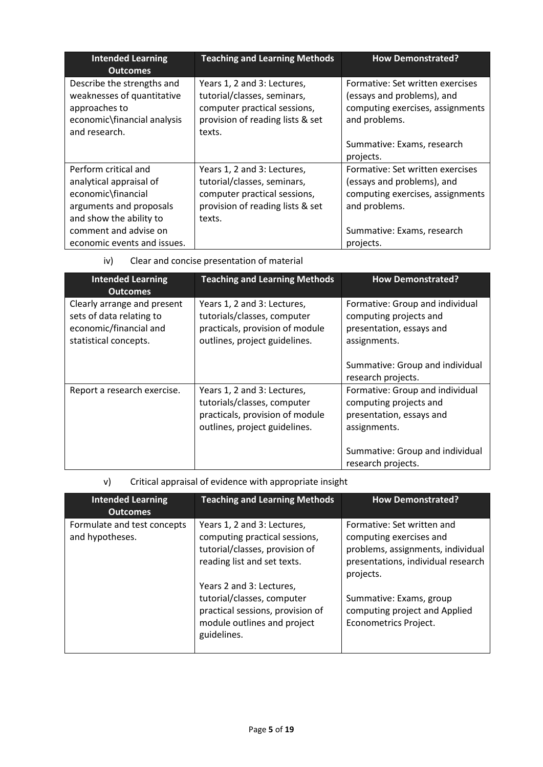| Intended Learning Outcomes | Teaching and Learning Methods | How Demonstrated? |
|---|---|---|
| Describe the strengths and weaknesses of quantitative approaches to economic\financial analysis and research. | Years 1, 2 and 3: Lectures, tutorial/classes, seminars, computer practical sessions, provision of reading lists & set texts. | Formative: Set written exercises (essays and problems), and computing exercises, assignments and problems.<br><br>Summative: Exams, research projects. |
| Perform critical and analytical appraisal of economic\financial arguments and proposals and show the ability to comment and advise on economic events and issues. | Years 1, 2 and 3: Lectures, tutorial/classes, seminars, computer practical sessions, provision of reading lists & set texts. | Formative: Set written exercises (essays and problems), and computing exercises, assignments and problems.<br><br>Summative: Exams, research projects. |

iv) Clear and concise presentation of material

| Intended Learning Outcomes | Teaching and Learning Methods | How Demonstrated? |
|---|---|---|
| Clearly arrange and present sets of data relating to economic/financial and statistical concepts. | Years 1, 2 and 3: Lectures, tutorials/classes, computer practicals, provision of module outlines, project guidelines. | Formative: Group and individual computing projects and presentation, essays and assignments.<br><br>Summative: Group and individual research projects. |
| Report a research exercise. | Years 1, 2 and 3: Lectures, tutorials/classes, computer practicals, provision of module outlines, project guidelines. | Formative: Group and individual computing projects and presentation, essays and assignments.<br><br>Summative: Group and individual research projects. |

v) Critical appraisal of evidence with appropriate insight

| Intended Learning Outcomes | Teaching and Learning Methods | How Demonstrated? |
|---|---|---|
| Formulate and test concepts and hypotheses. | Years 1, 2 and 3: Lectures, computing practical sessions, tutorial/classes, provision of reading list and set texts.<br><br>Years 2 and 3: Lectures, tutorial/classes, computer practical sessions, provision of module outlines and project guidelines. | Formative: Set written and computing exercises and problems, assignments, individual presentations, individual research projects.<br><br>Summative: Exams, group computing project and Applied Econometrics Project. |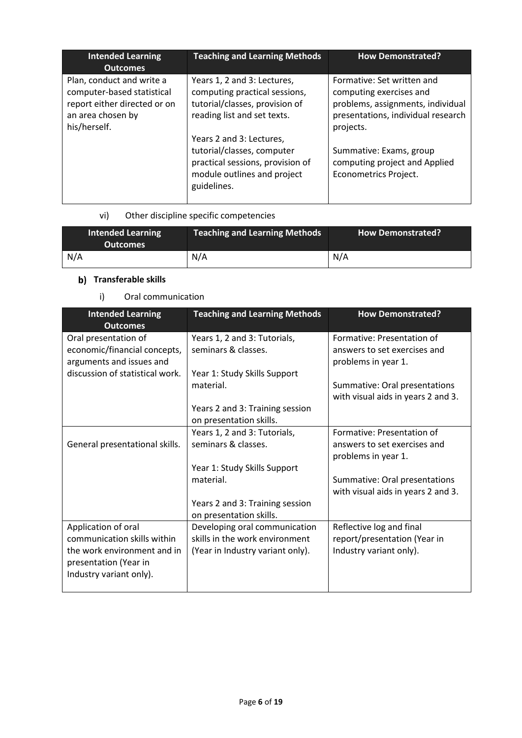| Intended Learning Outcomes | Teaching and Learning Methods | How Demonstrated? |
|---|---|---|
| Plan, conduct and write a computer-based statistical report either directed or on an area chosen by his/herself. | Years 1, 2 and 3: Lectures, computing practical sessions, tutorial/classes, provision of reading list and set texts.<br><br>Years 2 and 3: Lectures, tutorial/classes, computer practical sessions, provision of module outlines and project guidelines. | Formative: Set written and computing exercises and problems, assignments, individual presentations, individual research projects.<br><br>Summative: Exams, group computing project and Applied Econometrics Project. |

vi) Other discipline specific competencies

| Intended Learning Outcomes | Teaching and Learning Methods | How Demonstrated? |
|---|---|---|
| N/A | N/A | N/A |

### b) Transferable skills

i) Oral communication

| Intended Learning Outcomes | Teaching and Learning Methods | How Demonstrated? |
|---|---|---|
| Oral presentation of economic/financial concepts, arguments and issues and discussion of statistical work. | Years 1, 2 and 3: Tutorials, seminars & classes.<br><br>Year 1: Study Skills Support material.<br><br>Years 2 and 3: Training session on presentation skills. | Formative: Presentation of answers to set exercises and problems in year 1.<br><br>Summative: Oral presentations with visual aids in years 2 and 3. |
| General presentational skills. | Years 1, 2 and 3: Tutorials, seminars & classes.<br><br>Year 1: Study Skills Support material.<br><br>Years 2 and 3: Training session on presentation skills. | Formative: Presentation of answers to set exercises and problems in year 1.<br><br>Summative: Oral presentations with visual aids in years 2 and 3. |
| Application of oral communication skills within the work environment and in presentation (Year in Industry variant only). | Developing oral communication skills in the work environment (Year in Industry variant only). | Reflective log and final report/presentation (Year in Industry variant only). |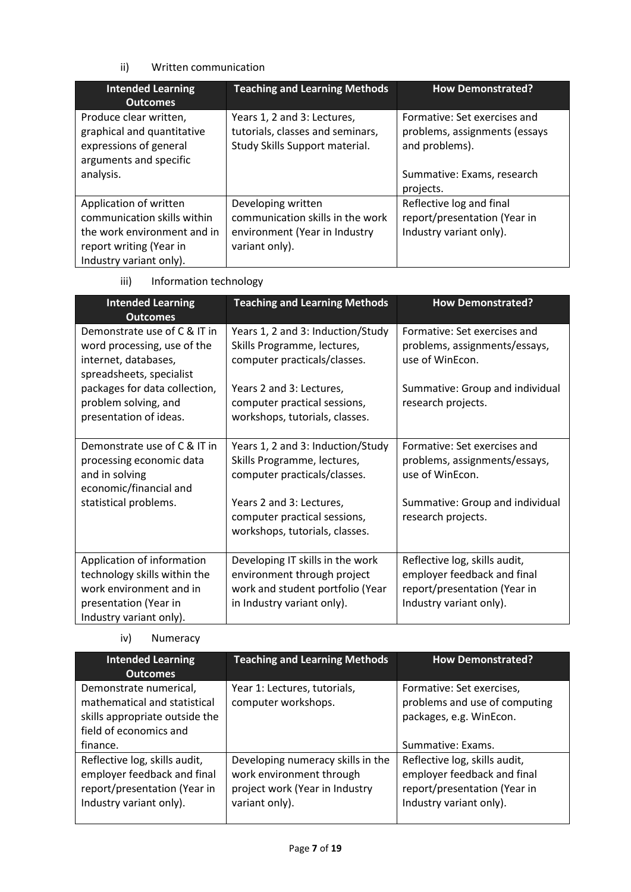ii) Written communication

| Intended Learning Outcomes | Teaching and Learning Methods | How Demonstrated? |
|---|---|---|
| Produce clear written, graphical and quantitative expressions of general arguments and specific analysis. | Years 1, 2 and 3: Lectures, tutorials, classes and seminars, Study Skills Support material. | Formative: Set exercises and problems, assignments (essays and problems).<br><br>Summative: Exams, research projects. |
| Application of written communication skills within the work environment and in report writing (Year in Industry variant only). | Developing written communication skills in the work environment (Year in Industry variant only). | Reflective log and final report/presentation (Year in Industry variant only). |

iii) Information technology

| Intended Learning Outcomes | Teaching and Learning Methods | How Demonstrated? |
|---|---|---|
| Demonstrate use of C & IT in word processing, use of the internet, databases, spreadsheets, specialist packages for data collection, problem solving, and presentation of ideas. | Years 1, 2 and 3: Induction/Study Skills Programme, lectures, computer practicals/classes.<br><br>Years 2 and 3: Lectures, computer practical sessions, workshops, tutorials, classes. | Formative: Set exercises and problems, assignments/essays, use of WinEcon.<br><br>Summative: Group and individual research projects. |
| Demonstrate use of C & IT in processing economic data and in solving economic/financial and statistical problems. | Years 1, 2 and 3: Induction/Study Skills Programme, lectures, computer practicals/classes.<br><br>Years 2 and 3: Lectures, computer practical sessions, workshops, tutorials, classes. | Formative: Set exercises and problems, assignments/essays, use of WinEcon.<br><br>Summative: Group and individual research projects. |
| Application of information technology skills within the work environment and in presentation (Year in Industry variant only). | Developing IT skills in the work environment through project work and student portfolio (Year in Industry variant only). | Reflective log, skills audit, employer feedback and final report/presentation (Year in Industry variant only). |

iv) Numeracy

| Intended Learning Outcomes | Teaching and Learning Methods | How Demonstrated? |
|---|---|---|
| Demonstrate numerical, mathematical and statistical skills appropriate outside the field of economics and finance. | Year 1: Lectures, tutorials, computer workshops. | Formative: Set exercises, problems and use of computing packages, e.g. WinEcon.<br><br>Summative: Exams. |
| Reflective log, skills audit, employer feedback and final report/presentation (Year in Industry variant only). | Developing numeracy skills in the work environment through project work (Year in Industry variant only). | Reflective log, skills audit, employer feedback and final report/presentation (Year in Industry variant only). |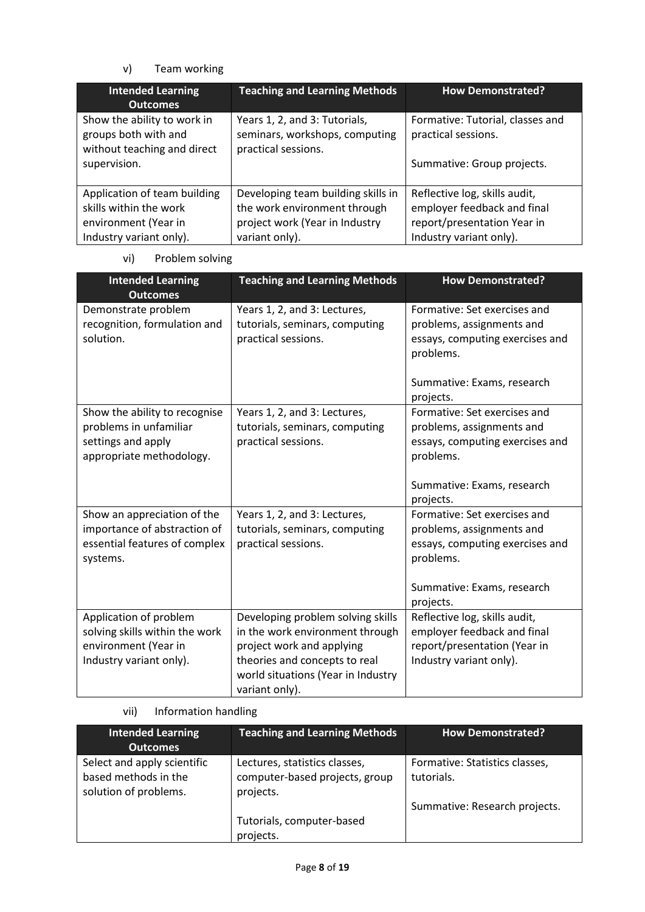v) Team working

| Intended Learning Outcomes | Teaching and Learning Methods | How Demonstrated? |
| --- | --- | --- |
| Show the ability to work in groups both with and without teaching and direct supervision. | Years 1, 2, and 3: Tutorials, seminars, workshops, computing practical sessions. | Formative: Tutorial, classes and practical sessions.<br><br>Summative: Group projects. |
| Application of team building skills within the work environment (Year in Industry variant only). | Developing team building skills in the work environment through project work (Year in Industry variant only). | Reflective log, skills audit, employer feedback and final report/presentation Year in Industry variant only). |

vi) Problem solving

| Intended Learning Outcomes | Teaching and Learning Methods | How Demonstrated? |
| --- | --- | --- |
| Demonstrate problem recognition, formulation and solution. | Years 1, 2, and 3: Lectures, tutorials, seminars, computing practical sessions. | Formative: Set exercises and problems, assignments and essays, computing exercises and problems.<br><br>Summative: Exams, research projects. |
| Show the ability to recognise problems in unfamiliar settings and apply appropriate methodology. | Years 1, 2, and 3: Lectures, tutorials, seminars, computing practical sessions. | Formative: Set exercises and problems, assignments and essays, computing exercises and problems.<br><br>Summative: Exams, research projects. |
| Show an appreciation of the importance of abstraction of essential features of complex systems. | Years 1, 2, and 3: Lectures, tutorials, seminars, computing practical sessions. | Formative: Set exercises and problems, assignments and essays, computing exercises and problems.<br><br>Summative: Exams, research projects. |
| Application of problem solving skills within the work environment (Year in Industry variant only). | Developing problem solving skills in the work environment through project work and applying theories and concepts to real world situations (Year in Industry variant only). | Reflective log, skills audit, employer feedback and final report/presentation (Year in Industry variant only). |

vii) Information handling

| Intended Learning Outcomes | Teaching and Learning Methods | How Demonstrated? |
| --- | --- | --- |
| Select and apply scientific based methods in the solution of problems. | Lectures, statistics classes, computer-based projects, group projects.<br><br>Tutorials, computer-based projects. | Formative: Statistics classes, tutorials.<br><br>Summative: Research projects. |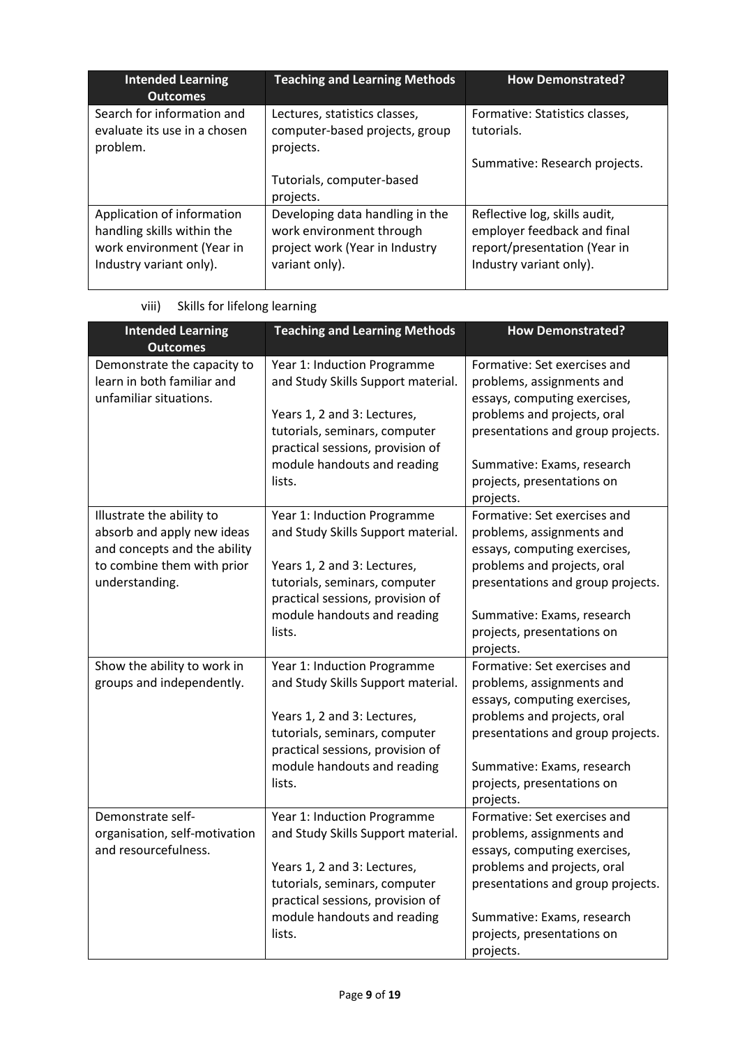| Intended Learning Outcomes | Teaching and Learning Methods | How Demonstrated? |
| --- | --- | --- |
| Search for information and evaluate its use in a chosen problem. | Lectures, statistics classes, computer-based projects, group projects.<br><br>Tutorials, computer-based projects. | Formative: Statistics classes, tutorials.<br><br>Summative: Research projects. |
| Application of information handling skills within the work environment (Year in Industry variant only). | Developing data handling in the work environment through project work (Year in Industry variant only). | Reflective log, skills audit, employer feedback and final report/presentation (Year in Industry variant only). |

viii) Skills for lifelong learning

| Intended Learning Outcomes | Teaching and Learning Methods | How Demonstrated? |
| --- | --- | --- |
| Demonstrate the capacity to learn in both familiar and unfamiliar situations. | Year 1: Induction Programme and Study Skills Support material.<br><br>Years 1, 2 and 3: Lectures, tutorials, seminars, computer practical sessions, provision of module handouts and reading lists. | Formative: Set exercises and problems, assignments and essays, computing exercises, problems and projects, oral presentations and group projects.<br><br>Summative: Exams, research projects, presentations on projects. |
| Illustrate the ability to absorb and apply new ideas and concepts and the ability to combine them with prior understanding. | Year 1: Induction Programme and Study Skills Support material.<br><br>Years 1, 2 and 3: Lectures, tutorials, seminars, computer practical sessions, provision of module handouts and reading lists. | Formative: Set exercises and problems, assignments and essays, computing exercises, problems and projects, oral presentations and group projects.<br><br>Summative: Exams, research projects, presentations on projects. |
| Show the ability to work in groups and independently. | Year 1: Induction Programme and Study Skills Support material.<br><br>Years 1, 2 and 3: Lectures, tutorials, seminars, computer practical sessions, provision of module handouts and reading lists. | Formative: Set exercises and problems, assignments and essays, computing exercises, problems and projects, oral presentations and group projects.<br><br>Summative: Exams, research projects, presentations on projects. |
| Demonstrate self-organisation, self-motivation and resourcefulness. | Year 1: Induction Programme and Study Skills Support material.<br><br>Years 1, 2 and 3: Lectures, tutorials, seminars, computer practical sessions, provision of module handouts and reading lists. | Formative: Set exercises and problems, assignments and essays, computing exercises, problems and projects, oral presentations and group projects.<br><br>Summative: Exams, research projects, presentations on projects. |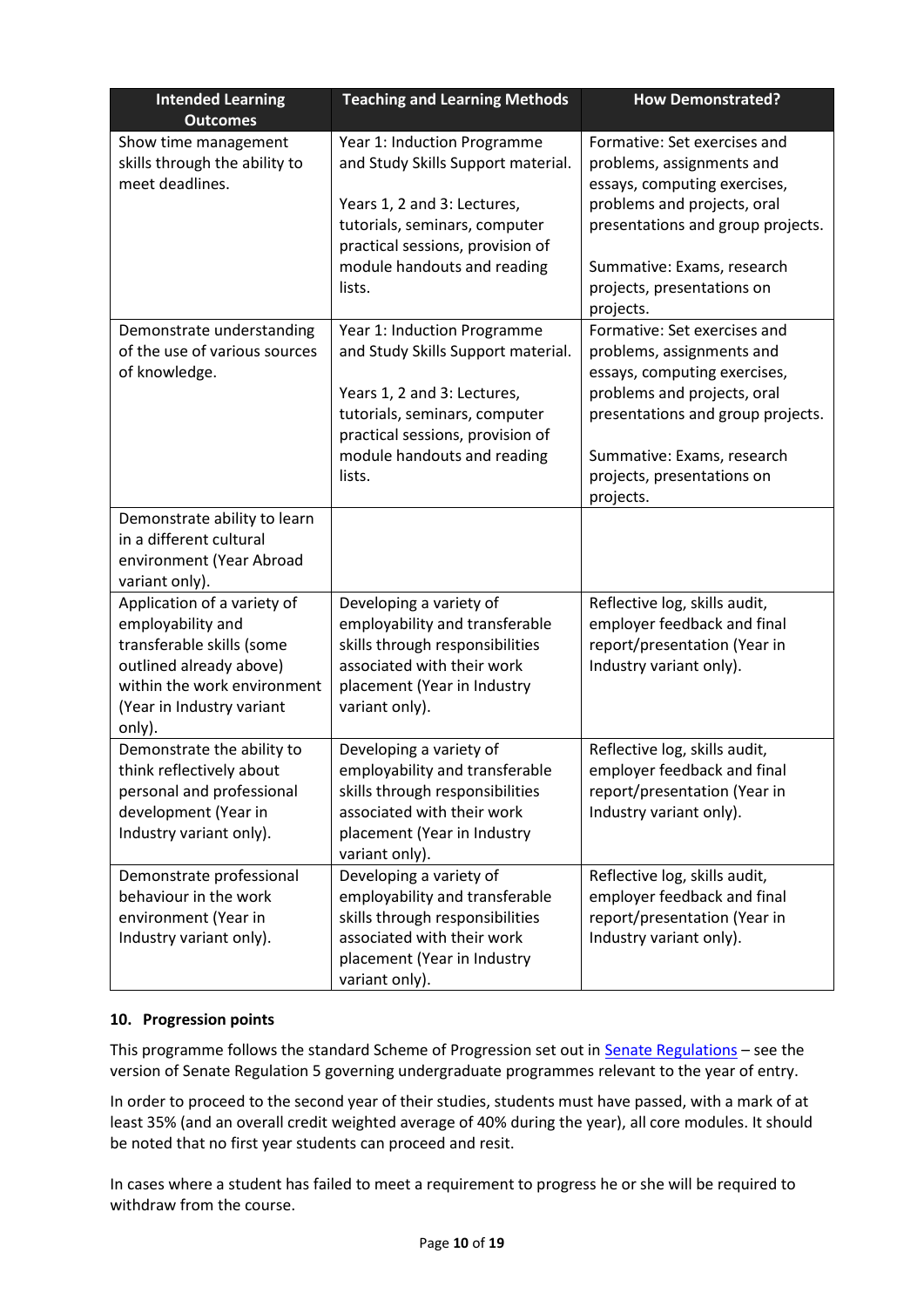| Intended Learning Outcomes | Teaching and Learning Methods | How Demonstrated? |
|---|---|---|
| Show time management skills through the ability to meet deadlines. | Year 1: Induction Programme and Study Skills Support material.<br><br>Years 1, 2 and 3: Lectures, tutorials, seminars, computer practical sessions, provision of module handouts and reading lists. | Formative: Set exercises and problems, assignments and essays, computing exercises, problems and projects, oral presentations and group projects.<br><br>Summative: Exams, research projects, presentations on projects. |
| Demonstrate understanding of the use of various sources of knowledge. | Year 1: Induction Programme and Study Skills Support material.<br><br>Years 1, 2 and 3: Lectures, tutorials, seminars, computer practical sessions, provision of module handouts and reading lists. | Formative: Set exercises and problems, assignments and essays, computing exercises, problems and projects, oral presentations and group projects.<br><br>Summative: Exams, research projects, presentations on projects. |
| Demonstrate ability to learn in a different cultural environment (Year Abroad variant only). | | |
| Application of a variety of employability and transferable skills (some outlined already above) within the work environment (Year in Industry variant only). | Developing a variety of employability and transferable skills through responsibilities associated with their work placement (Year in Industry variant only). | Reflective log, skills audit, employer feedback and final report/presentation (Year in Industry variant only). |
| Demonstrate the ability to think reflectively about personal and professional development (Year in Industry variant only). | Developing a variety of employability and transferable skills through responsibilities associated with their work placement (Year in Industry variant only). | Reflective log, skills audit, employer feedback and final report/presentation (Year in Industry variant only). |
| Demonstrate professional behaviour in the work environment (Year in Industry variant only). | Developing a variety of employability and transferable skills through responsibilities associated with their work placement (Year in Industry variant only). | Reflective log, skills audit, employer feedback and final report/presentation (Year in Industry variant only). |

### 10. Progression points

This programme follows the standard Scheme of Progression set out in Senate Regulations – see the version of Senate Regulation 5 governing undergraduate programmes relevant to the year of entry.

In order to proceed to the second year of their studies, students must have passed, with a mark of at least 35% (and an overall credit weighted average of 40% during the year), all core modules. It should be noted that no first year students can proceed and resit.

In cases where a student has failed to meet a requirement to progress he or she will be required to withdraw from the course.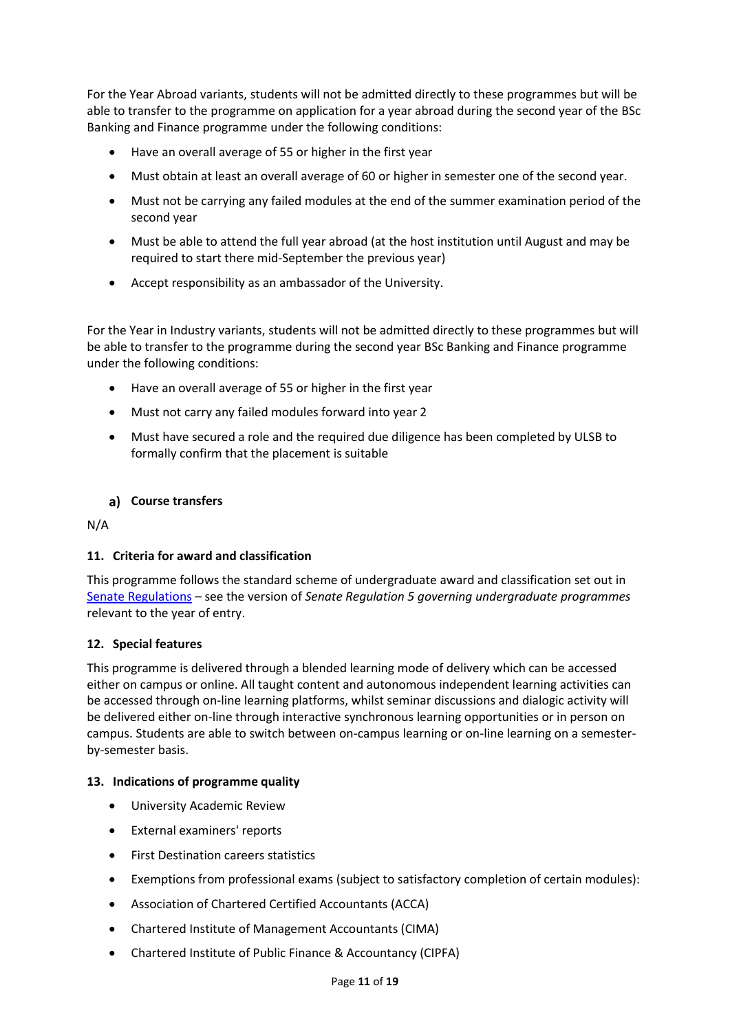For the Year Abroad variants, students will not be admitted directly to these programmes but will be able to transfer to the programme on application for a year abroad during the second year of the BSc Banking and Finance programme under the following conditions:

- Have an overall average of 55 or higher in the first year
- Must obtain at least an overall average of 60 or higher in semester one of the second year.
- Must not be carrying any failed modules at the end of the summer examination period of the second year
- Must be able to attend the full year abroad (at the host institution until August and may be required to start there mid-September the previous year)
- Accept responsibility as an ambassador of the University.

For the Year in Industry variants, students will not be admitted directly to these programmes but will be able to transfer to the programme during the second year BSc Banking and Finance programme under the following conditions:

- Have an overall average of 55 or higher in the first year
- Must not carry any failed modules forward into year 2
- Must have secured a role and the required due diligence has been completed by ULSB to formally confirm that the placement is suitable

### a) Course transfers

N/A

### 11. Criteria for award and classification

This programme follows the standard scheme of undergraduate award and classification set out in [Senate Regulations](Senate Regulations) – see the version of *Senate Regulation 5 governing undergraduate programmes* relevant to the year of entry.

### 12. Special features

This programme is delivered through a blended learning mode of delivery which can be accessed either on campus or online. All taught content and autonomous independent learning activities can be accessed through on-line learning platforms, whilst seminar discussions and dialogic activity will be delivered either on-line through interactive synchronous learning opportunities or in person on campus. Students are able to switch between on-campus learning or on-line learning on a semester-by-semester basis.

### 13. Indications of programme quality

- University Academic Review
- External examiners' reports
- First Destination careers statistics
- Exemptions from professional exams (subject to satisfactory completion of certain modules):
- Association of Chartered Certified Accountants (ACCA)
- Chartered Institute of Management Accountants (CIMA)
- Chartered Institute of Public Finance & Accountancy (CIPFA)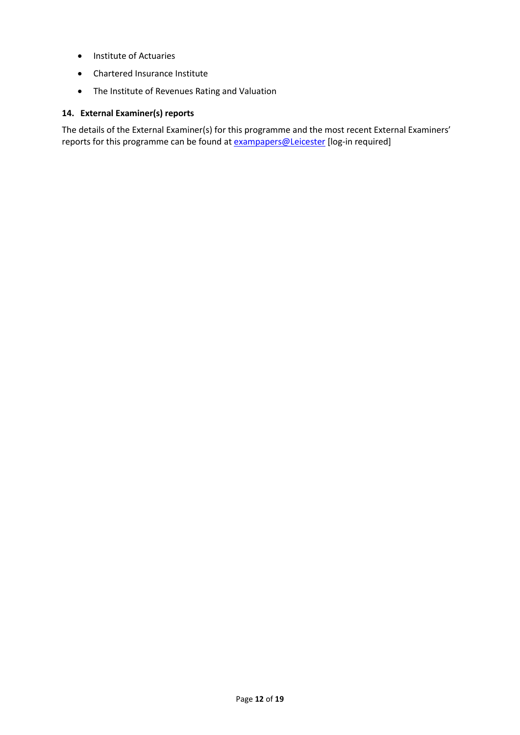- Institute of Actuaries
- Chartered Insurance Institute
- The Institute of Revenues Rating and Valuation

## 14. External Examiner(s) reports

The details of the External Examiner(s) for this programme and the most recent External Examiners' reports for this programme can be found at exampapers@Leicester [log-in required]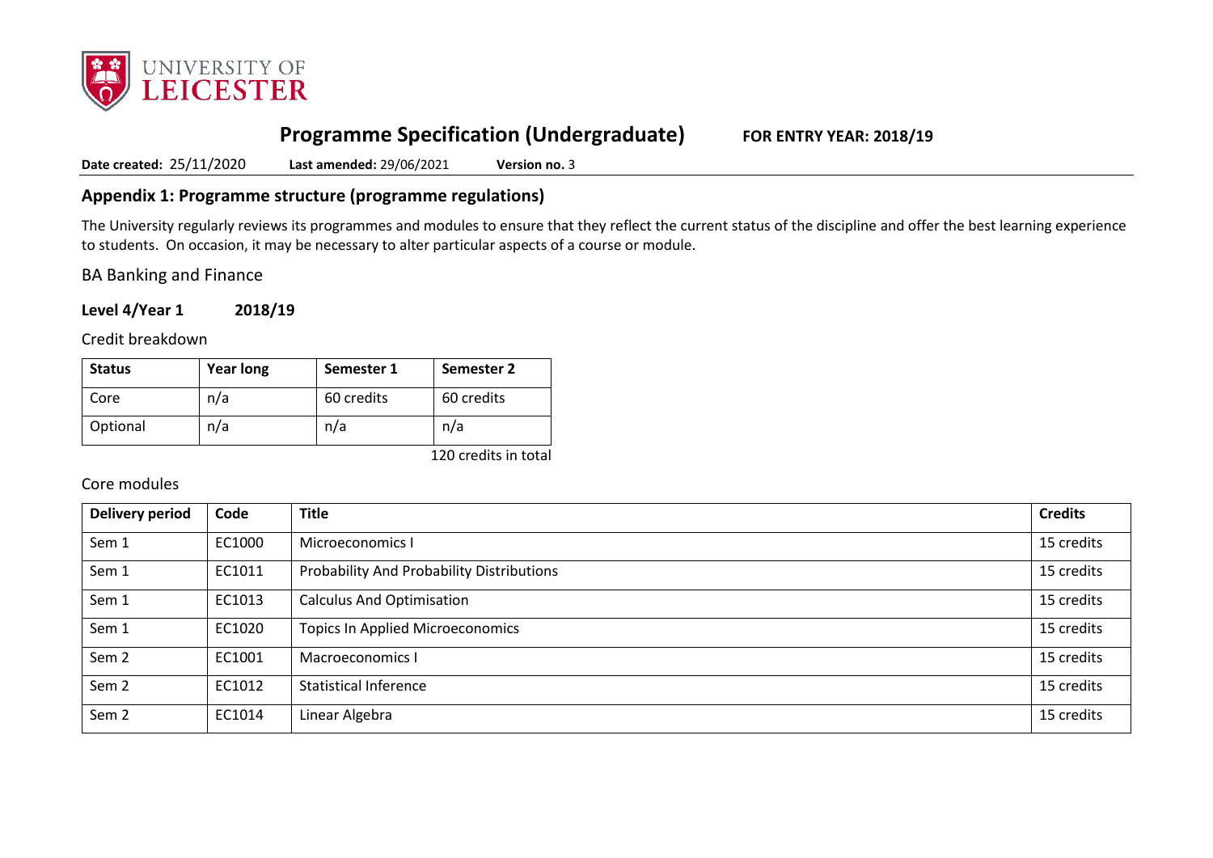# Programme Specification (Undergraduate) FOR ENTRY YEAR: 2018/19

**Date created:** 25/11/2020 **Last amended:** 29/06/2021 **Version no.** 3

## Appendix 1: Programme structure (programme regulations)

The University regularly reviews its programmes and modules to ensure that they reflect the current status of the discipline and offer the best learning experience to students. On occasion, it may be necessary to alter particular aspects of a course or module.

BA Banking and Finance

**Level 4/Year 1 2018/19**

Credit breakdown

| Status | Year long | Semester 1 | Semester 2 |
|---|---|---|---|
| Core | n/a | 60 credits | 60 credits |
| Optional | n/a | n/a | n/a |

120 credits in total

Core modules

| Delivery period | Code | Title | Credits |
|---|---|---|---|
| Sem 1 | EC1000 | Microeconomics I | 15 credits |
| Sem 1 | EC1011 | Probability And Probability Distributions | 15 credits |
| Sem 1 | EC1013 | Calculus And Optimisation | 15 credits |
| Sem 1 | EC1020 | Topics In Applied Microeconomics | 15 credits |
| Sem 2 | EC1001 | Macroeconomics I | 15 credits |
| Sem 2 | EC1012 | Statistical Inference | 15 credits |
| Sem 2 | EC1014 | Linear Algebra | 15 credits |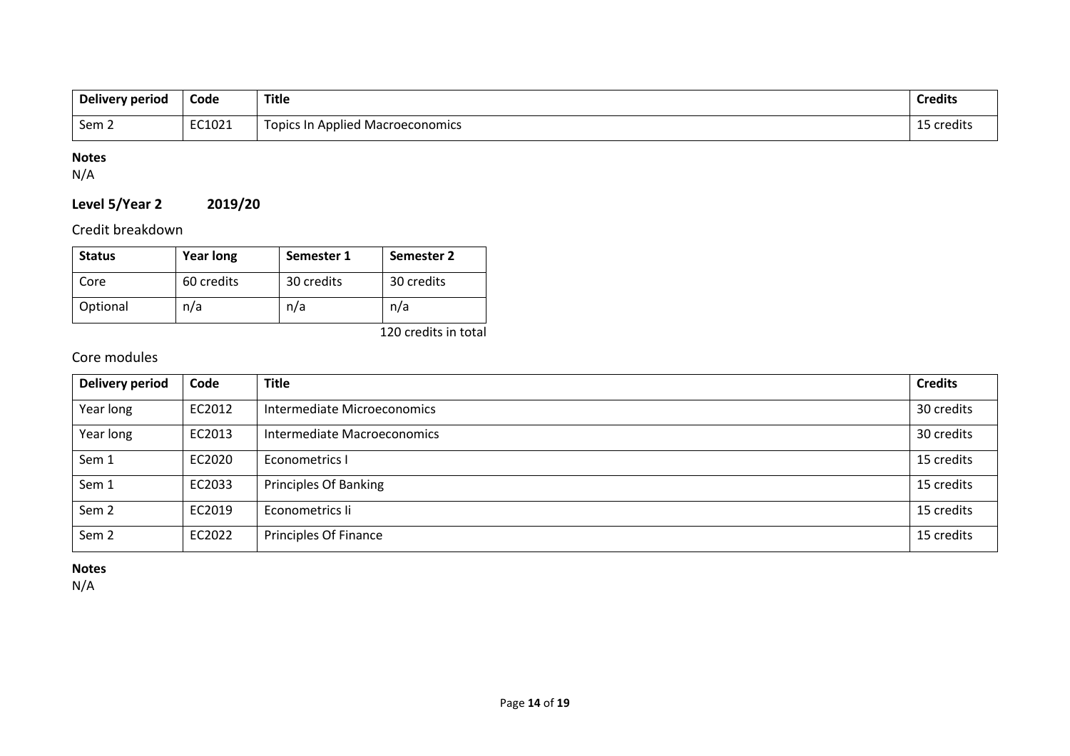| Delivery period | Code | Title | Credits |
| --- | --- | --- | --- |
| Sem 2 | EC1021 | Topics In Applied Macroeconomics | 15 credits |

**Notes**
N/A

## Level 5/Year 2 2019/20

### Credit breakdown

| Status | Year long | Semester 1 | Semester 2 |
| --- | --- | --- | --- |
| Core | 60 credits | 30 credits | 30 credits |
| Optional | n/a | n/a | n/a |

120 credits in total

### Core modules

| Delivery period | Code | Title | Credits |
| --- | --- | --- | --- |
| Year long | EC2012 | Intermediate Microeconomics | 30 credits |
| Year long | EC2013 | Intermediate Macroeconomics | 30 credits |
| Sem 1 | EC2020 | Econometrics I | 15 credits |
| Sem 1 | EC2033 | Principles Of Banking | 15 credits |
| Sem 2 | EC2019 | Econometrics Ii | 15 credits |
| Sem 2 | EC2022 | Principles Of Finance | 15 credits |

**Notes**
N/A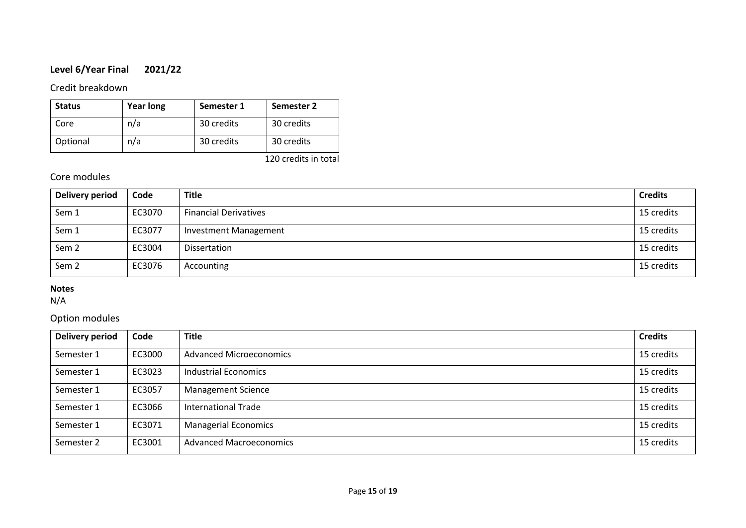**Level 6/Year Final 2021/22**

Credit breakdown

| Status | Year long | Semester 1 | Semester 2 |
|---|---|---|---|
| Core | n/a | 30 credits | 30 credits |
| Optional | n/a | 30 credits | 30 credits |

120 credits in total

Core modules

| Delivery period | Code | Title | Credits |
|---|---|---|---|
| Sem 1 | EC3070 | Financial Derivatives | 15 credits |
| Sem 1 | EC3077 | Investment Management | 15 credits |
| Sem 2 | EC3004 | Dissertation | 15 credits |
| Sem 2 | EC3076 | Accounting | 15 credits |

**Notes**
N/A

Option modules

| Delivery period | Code | Title | Credits |
|---|---|---|---|
| Semester 1 | EC3000 | Advanced Microeconomics | 15 credits |
| Semester 1 | EC3023 | Industrial Economics | 15 credits |
| Semester 1 | EC3057 | Management Science | 15 credits |
| Semester 1 | EC3066 | International Trade | 15 credits |
| Semester 1 | EC3071 | Managerial Economics | 15 credits |
| Semester 2 | EC3001 | Advanced Macroeconomics | 15 credits |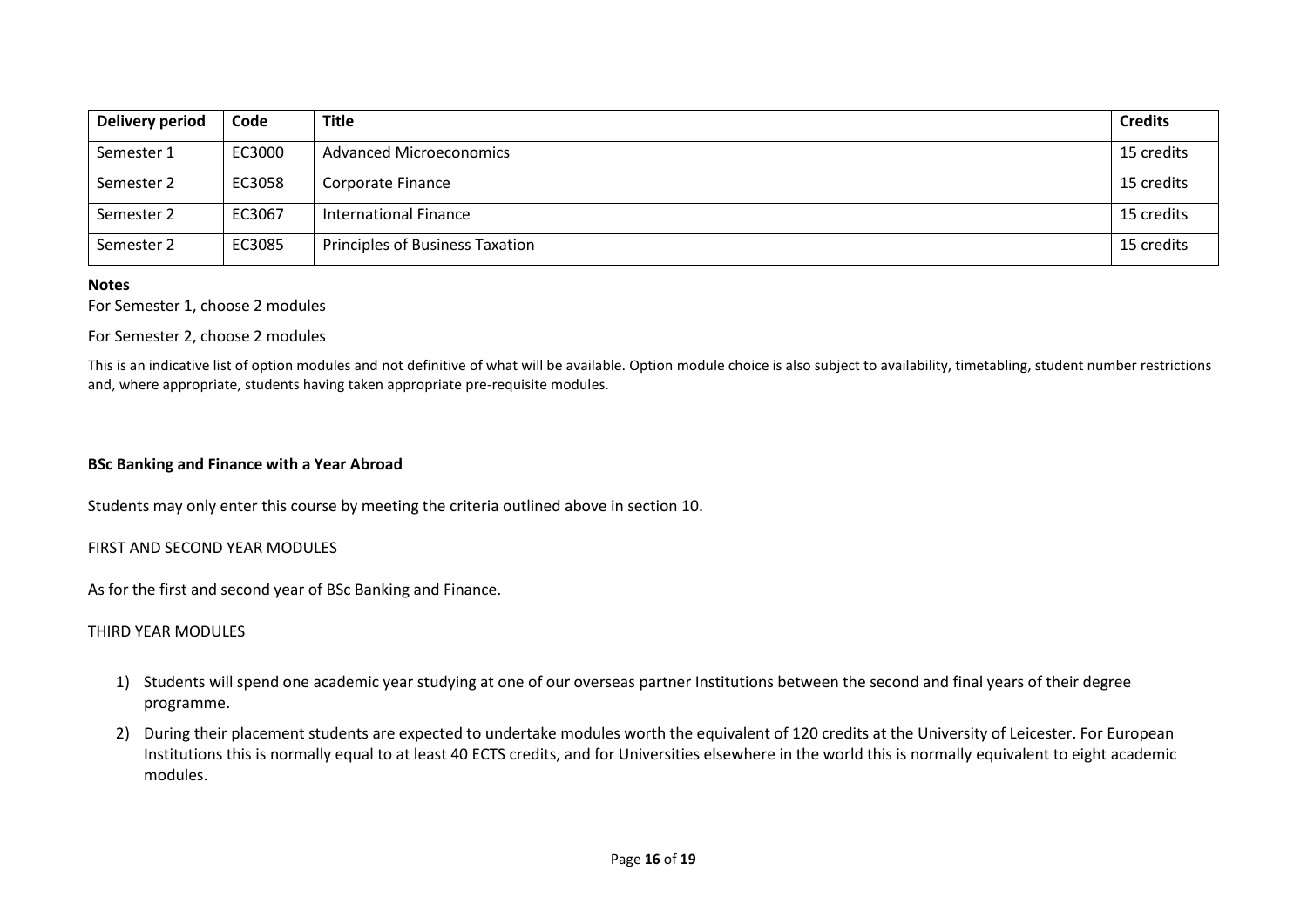| Delivery period | Code | Title | Credits |
|---|---|---|---|
| Semester 1 | EC3000 | Advanced Microeconomics | 15 credits |
| Semester 2 | EC3058 | Corporate Finance | 15 credits |
| Semester 2 | EC3067 | International Finance | 15 credits |
| Semester 2 | EC3085 | Principles of Business Taxation | 15 credits |

**Notes**

For Semester 1, choose 2 modules

For Semester 2, choose 2 modules

This is an indicative list of option modules and not definitive of what will be available. Option module choice is also subject to availability, timetabling, student number restrictions and, where appropriate, students having taken appropriate pre-requisite modules.

**BSc Banking and Finance with a Year Abroad**

Students may only enter this course by meeting the criteria outlined above in section 10.

FIRST AND SECOND YEAR MODULES

As for the first and second year of BSc Banking and Finance.

THIRD YEAR MODULES

1) Students will spend one academic year studying at one of our overseas partner Institutions between the second and final years of their degree programme.
2) During their placement students are expected to undertake modules worth the equivalent of 120 credits at the University of Leicester. For European Institutions this is normally equal to at least 40 ECTS credits, and for Universities elsewhere in the world this is normally equivalent to eight academic modules.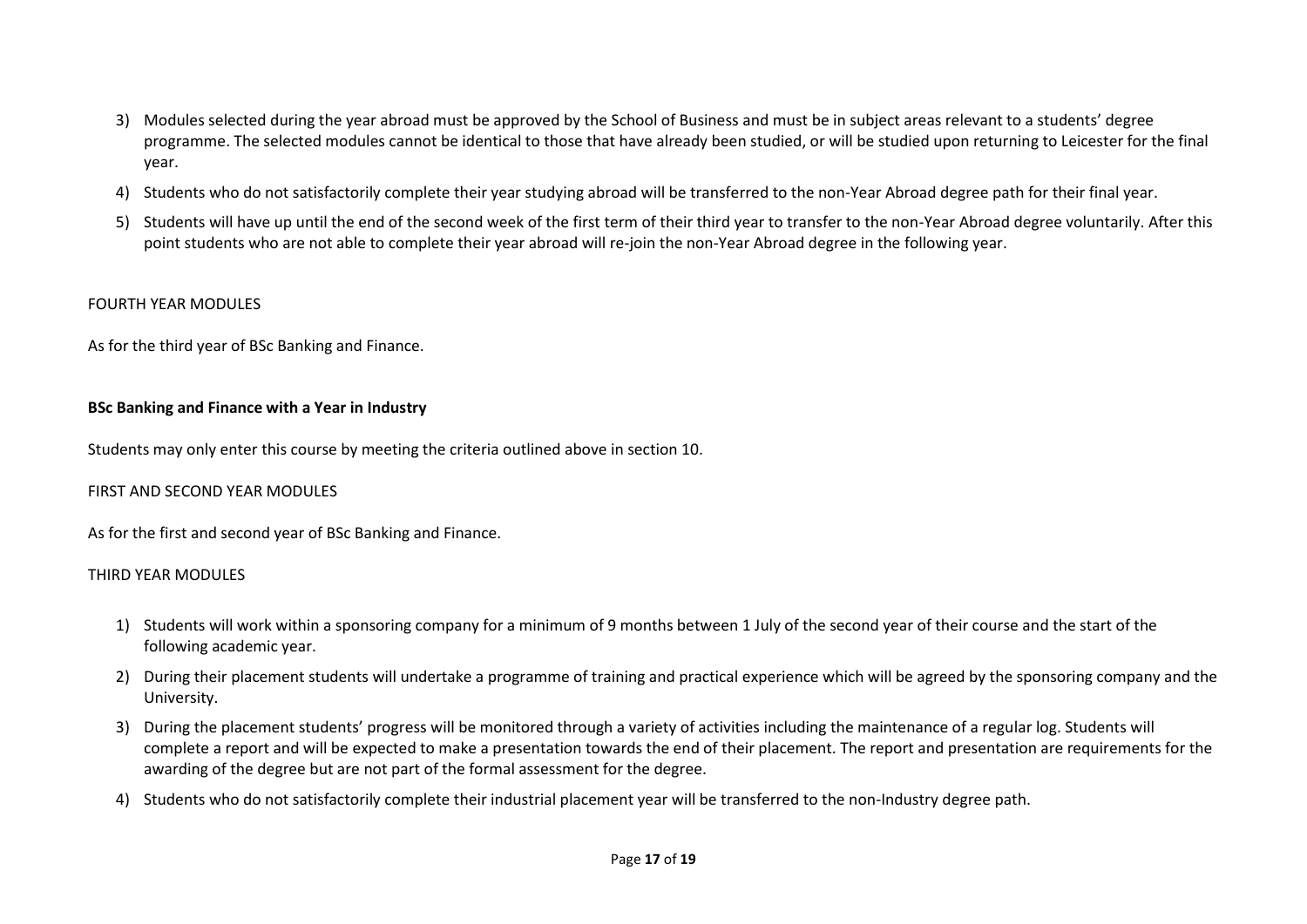3) Modules selected during the year abroad must be approved by the School of Business and must be in subject areas relevant to a students' degree programme. The selected modules cannot be identical to those that have already been studied, or will be studied upon returning to Leicester for the final year.
4) Students who do not satisfactorily complete their year studying abroad will be transferred to the non-Year Abroad degree path for their final year.
5) Students will have up until the end of the second week of the first term of their third year to transfer to the non-Year Abroad degree voluntarily. After this point students who are not able to complete their year abroad will re-join the non-Year Abroad degree in the following year.

FOURTH YEAR MODULES

As for the third year of BSc Banking and Finance.

**BSc Banking and Finance with a Year in Industry**

Students may only enter this course by meeting the criteria outlined above in section 10.

FIRST AND SECOND YEAR MODULES

As for the first and second year of BSc Banking and Finance.

THIRD YEAR MODULES

1) Students will work within a sponsoring company for a minimum of 9 months between 1 July of the second year of their course and the start of the following academic year.
2) During their placement students will undertake a programme of training and practical experience which will be agreed by the sponsoring company and the University.
3) During the placement students' progress will be monitored through a variety of activities including the maintenance of a regular log. Students will complete a report and will be expected to make a presentation towards the end of their placement. The report and presentation are requirements for the awarding of the degree but are not part of the formal assessment for the degree.
4) Students who do not satisfactorily complete their industrial placement year will be transferred to the non-Industry degree path.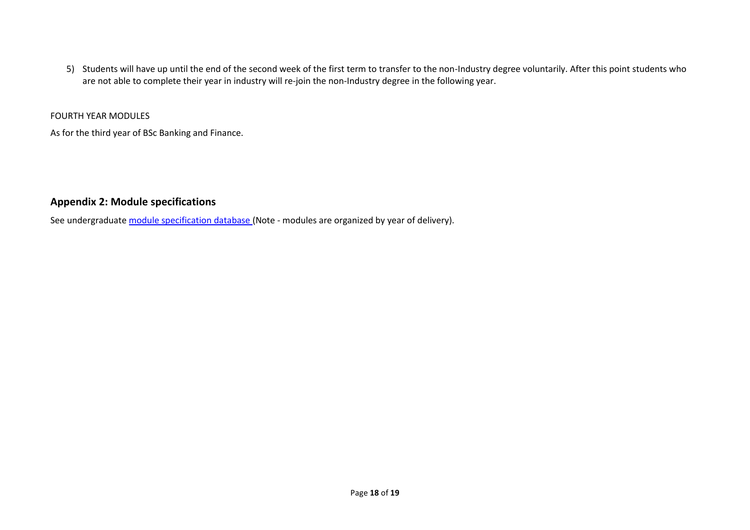5) Students will have up until the end of the second week of the first term to transfer to the non-Industry degree voluntarily. After this point students who are not able to complete their year in industry will re-join the non-Industry degree in the following year.

FOURTH YEAR MODULES

As for the third year of BSc Banking and Finance.

## Appendix 2: Module specifications

See undergraduate module specification database (Note - modules are organized by year of delivery).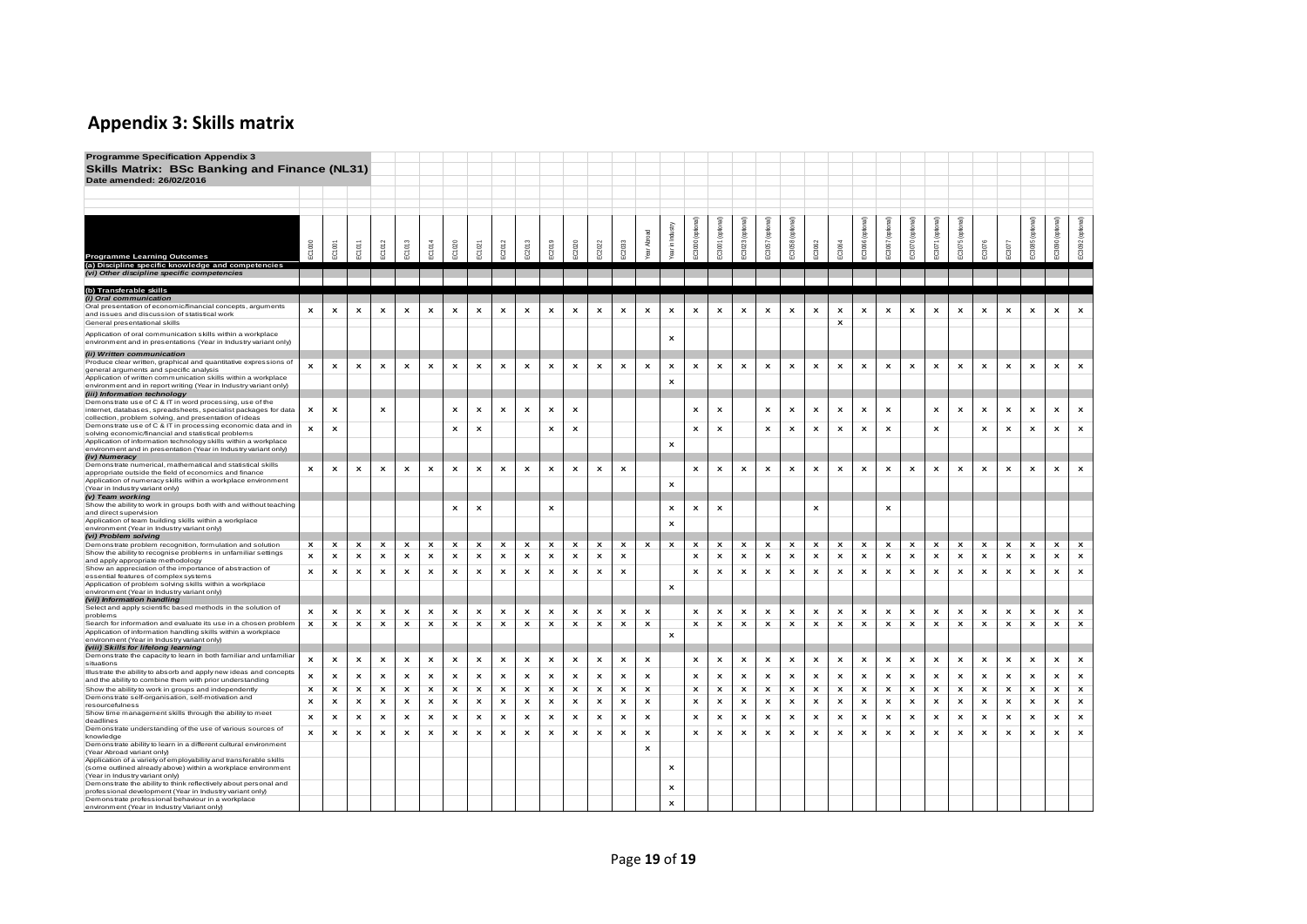# Appendix 3: Skills matrix

**Programme Specification Appendix 3**

**Skills Matrix: BSc Banking and Finance (NL31)**

**Date amended: 26/02/2016**

| Programme Learning Outcomes | EC1000 | EC1001 | EC1011 | EC1012 | EC1013 | EC1014 | EC1020 | EC1021 | EC2012 | EC2013 | EC2019 | EC2020 | EC2022 | EC2033 | Year Abroad | Year in Industry | EC3000 (optional) | EC3001 (optional) | EC3023 (optional) | EC3057 (optional) | EC3058 (optional) | EC3062 | EC3064 | EC3066 (optional) | EC3067 (optional) | EC3070 (optional) | EC3071 (optional) | EC3075 (optional) | EC3076 | EC3077 | EC3085 (optional) | EC3090 (optional) | EC3092 (optional) |
|---|---|---|---|---|---|---|---|---|---|---|---|---|---|---|---|---|---|---|---|---|---|---|---|---|---|---|---|---|---|---|---|---|---|
| **(a) Discipline specific knowledge and competencies** | | | | | | | | | | | | | | | | | | | | | | | | | | | | | | | | | |
| ***(vi) Other discipline specific competencies*** | | | | | | | | | | | | | | | | | | | | | | | | | | | | | | | | | |
| **(b) Transferable skills** | | | | | | | | | | | | | | | | | | | | | | | | | | | | | | | | | |
| ***(i) Oral communication*** | | | | | | | | | | | | | | | | | | | | | | | | | | | | | | | | | |
| Oral presentation of economic/financial concepts, arguments and issues and discussion of statistical work | x | x | x | x | x | x | x | x | x | x | x | x | x | x | x | x | x | x | x | x | x | x | x | x | x | x | x | x | x | x | x | x | x |
| General presentational skills | | | | | | | | | | | | | | | | | | | | | | | x | | | | | | | | | | |
| Application of oral communication skills within a workplace environment and in presentations (Year in Industry variant only) | | | | | | | | | | | | | | | | x | | | | | | | | | | | | | | | | | |
| ***(ii) Written communication*** | | | | | | | | | | | | | | | | | | | | | | | | | | | | | | | | | |
| Produce clear written, graphical and quantitative expressions of general arguments and specific analysis | x | x | x | x | x | x | x | x | x | x | x | x | x | x | x | x | x | x | x | x | x | x | x | x | x | x | x | x | x | x | x | x | x |
| Application of written communication skills within a workplace environment and in report writing (Year in Industry variant only) | | | | | | | | | | | | | | | | x | | | | | | | | | | | | | | | | | |
| ***(iii) Information technology*** | | | | | | | | | | | | | | | | | | | | | | | | | | | | | | | | | |
| Demonstrate use of C & IT in word processing, use of the internet, databases, spreadsheets, specialist packages for data collection, problem solving, and presentation of ideas | x | x | | x | | | x | x | x | x | x | x | | | | | x | x | | x | x | x | x | x | x | | x | x | x | x | x | x | x |
| Demonstrate use of C & IT in processing economic data and in solving economic/financial and statistical problems | x | x | | | | | x | x | | | x | x | | | | | x | x | | x | x | x | x | x | x | | x | | x | x | x | x | x |
| Application of information technology skills within a workplace environment and in presentation (Year in Industry variant only) | | | | | | | | | | | | | | | | x | | | | | | | | | | | | | | | | | |
| ***(iv) Numeracy*** | | | | | | | | | | | | | | | | | | | | | | | | | | | | | | | | | |
| Demonstrate numerical, mathematical and statistical skills appropriate outside the field of economics and finance | x | x | x | x | x | x | x | x | x | x | x | x | x | x | | | x | x | x | x | x | x | x | x | x | x | x | x | x | x | x | x | x |
| Application of numeracy skills within a workplace environment (Year in Industry variant only) | | | | | | | | | | | | | | | | x | | | | | | | | | | | | | | | | | |
| ***(v) Team working*** | | | | | | | | | | | | | | | | | | | | | | | | | | | | | | | | | |
| Show the ability to work in groups both with and without teaching and direct supervision | | | | | | | x | x | | | x | | | | | x | x | x | | | | x | | | x | | | | | | | | |
| Application of team building skills within a workplace environment (Year in Industry variant only) | | | | | | | | | | | | | | | | x | | | | | | | | | | | | | | | | | |
| ***(vi) Problem solving*** | | | | | | | | | | | | | | | | | | | | | | | | | | | | | | | | | |
| Demonstrate problem recognition, formulation and solution | x | x | x | x | x | x | x | x | x | x | x | x | x | x | x | x | x | x | x | x | x | x | x | x | x | x | x | x | x | x | x | x | x |
| Show the ability to recognise problems in unfamiliar settings and apply appropriate methodology | x | x | x | x | x | x | x | x | x | x | x | x | x | x | | | x | x | x | x | x | x | x | x | x | x | x | x | x | x | x | x | x |
| Show an appreciation of the importance of abstraction of essential features of complex systems | x | x | x | x | x | x | x | x | x | x | x | x | x | x | | | x | x | x | x | x | x | x | x | x | x | x | x | x | x | x | x | x |
| Application of problem solving skills within a workplace environment (Year in Industry variant only) | | | | | | | | | | | | | | | | x | | | | | | | | | | | | | | | | | |
| ***(vii) Information handling*** | | | | | | | | | | | | | | | | | | | | | | | | | | | | | | | | | |
| Select and apply scientific based methods in the solution of problems | x | x | x | x | x | x | x | x | x | x | x | x | x | x | x | | x | x | x | x | x | x | x | x | x | x | x | x | x | x | x | x | x |
| Search for information and evaluate its use in a chosen problem | x | x | x | x | x | x | x | x | x | x | x | x | x | x | x | | x | x | x | x | x | x | x | x | x | x | x | x | x | x | x | x | x |
| Application of information handling skills within a workplace environment (Year in Industry variant only) | | | | | | | | | | | | | | | | x | | | | | | | | | | | | | | | | | |
| ***(viii) Skills for lifelong learning*** | | | | | | | | | | | | | | | | | | | | | | | | | | | | | | | | | |
| Demonstrate the capacity to learn in both familiar and unfamiliar situations | x | x | x | x | x | x | x | x | x | x | x | x | x | x | x | | x | x | x | x | x | x | x | x | x | x | x | x | x | x | x | x | x |
| Illustrate the ability to absorb and apply new ideas and concepts and the ability to combine them with prior understanding | x | x | x | x | x | x | x | x | x | x | x | x | x | x | x | | x | x | x | x | x | x | x | x | x | x | x | x | x | x | x | x | x |
| Show the ability to work in groups and independently | x | x | x | x | x | x | x | x | x | x | x | x | x | x | x | | x | x | x | x | x | x | x | x | x | x | x | x | x | x | x | x | x |
| Demonstrate self-organisation, self-motivation and resourcefulness | x | x | x | x | x | x | x | x | x | x | x | x | x | x | x | | x | x | x | x | x | x | x | x | x | x | x | x | x | x | x | x | x |
| Show time management skills through the ability to meet deadlines | x | x | x | x | x | x | x | x | x | x | x | x | x | x | x | | x | x | x | x | x | x | x | x | x | x | x | x | x | x | x | x | x |
| Demonstrate understanding of the use of various sources of knowledge | x | x | x | x | x | x | x | x | x | x | x | x | x | x | x | | x | x | x | x | x | x | x | x | x | x | x | x | x | x | x | x | x |
| Demonstrate ability to learn in a different cultural environment (Year Abroad variant only) | | | | | | | | | | | | | | | x | | | | | | | | | | | | | | | | | | |
| Application of a variety of employability and transferable skills (some outlined already above) within a workplace environment (Year in Industry variant only) | | | | | | | | | | | | | | | | x | | | | | | | | | | | | | | | | | |
| Demonstrate the ability to think reflectively about personal and professional development (Year in Industry variant only) | | | | | | | | | | | | | | | | x | | | | | | | | | | | | | | | | | |
| Demonstrate professional behaviour in a workplace environment (Year in Industry Variant only) | | | | | | | | | | | | | | | | x | | | | | | | | | | | | | | | | | |